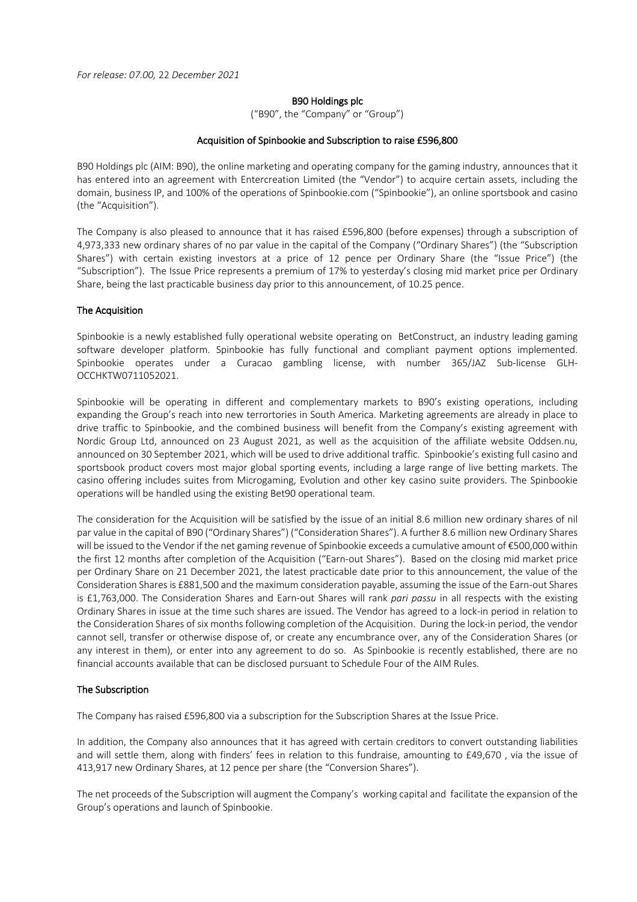*For release: 07.00, 22 December 2021*

# B90 Holdings plc

("B90", the "Company" or "Group")

## Acquisition of Spinbookie and Subscription to raise £596,800

B90 Holdings plc (AIM: B90), the online marketing and operating company for the gaming industry, announces that it has entered into an agreement with Entercreation Limited (the "Vendor") to acquire certain assets, including the domain, business IP, and 100% of the operations of Spinbookie.com ("Spinbookie"), an online sportsbook and casino (the "Acquisition").

The Company is also pleased to announce that it has raised £596,800 (before expenses) through a subscription of 4,973,333 new ordinary shares of no par value in the capital of the Company ("Ordinary Shares") (the "Subscription Shares") with certain existing investors at a price of 12 pence per Ordinary Share (the "Issue Price") (the "Subscription"). The Issue Price represents a premium of 17% to yesterday's closing mid market price per Ordinary Share, being the last practicable business day prior to this announcement, of 10.25 pence.

### The Acquisition

Spinbookie is a newly established fully operational website operating on BetConstruct, an industry leading gaming software developer platform. Spinbookie has fully functional and compliant payment options implemented. Spinbookie operates under a Curacao gambling license, with number 365/JAZ Sub-license GLH-OCCHKTW0711052021.

Spinbookie will be operating in different and complementary markets to B90's existing operations, including expanding the Group's reach into new terrortories in South America. Marketing agreements are already in place to drive traffic to Spinbookie, and the combined business will benefit from the Company's existing agreement with Nordic Group Ltd, announced on 23 August 2021, as well as the acquisition of the affiliate website Oddsen.nu, announced on 30 September 2021, which will be used to drive additional traffic. Spinbookie's existing full casino and sportsbook product covers most major global sporting events, including a large range of live betting markets. The casino offering includes suites from Microgaming, Evolution and other key casino suite providers. The Spinbookie operations will be handled using the existing Bet90 operational team.

The consideration for the Acquisition will be satisfied by the issue of an initial 8.6 million new ordinary shares of nil par value in the capital of B90 ("Ordinary Shares") ("Consideration Shares"). A further 8.6 million new Ordinary Shares will be issued to the Vendor if the net gaming revenue of Spinbookie exceeds a cumulative amount of €500,000 within the first 12 months after completion of the Acquisition ("Earn-out Shares"). Based on the closing mid market price per Ordinary Share on 21 December 2021, the latest practicable date prior to this announcement, the value of the Consideration Shares is £881,500 and the maximum consideration payable, assuming the issue of the Earn-out Shares is £1,763,000. The Consideration Shares and Earn-out Shares will rank *pari passu* in all respects with the existing Ordinary Shares in issue at the time such shares are issued. The Vendor has agreed to a lock-in period in relation to the Consideration Shares of six months following completion of the Acquisition. During the lock-in period, the vendor cannot sell, transfer or otherwise dispose of, or create any encumbrance over, any of the Consideration Shares (or any interest in them), or enter into any agreement to do so. As Spinbookie is recently established, there are no financial accounts available that can be disclosed pursuant to Schedule Four of the AIM Rules.

### The Subscription

The Company has raised £596,800 via a subscription for the Subscription Shares at the Issue Price.

In addition, the Company also announces that it has agreed with certain creditors to convert outstanding liabilities and will settle them, along with finders' fees in relation to this fundraise, amounting to £49,670 , via the issue of 413,917 new Ordinary Shares, at 12 pence per share (the "Conversion Shares").

The net proceeds of the Subscription will augment the Company's working capital and facilitate the expansion of the Group's operations and launch of Spinbookie.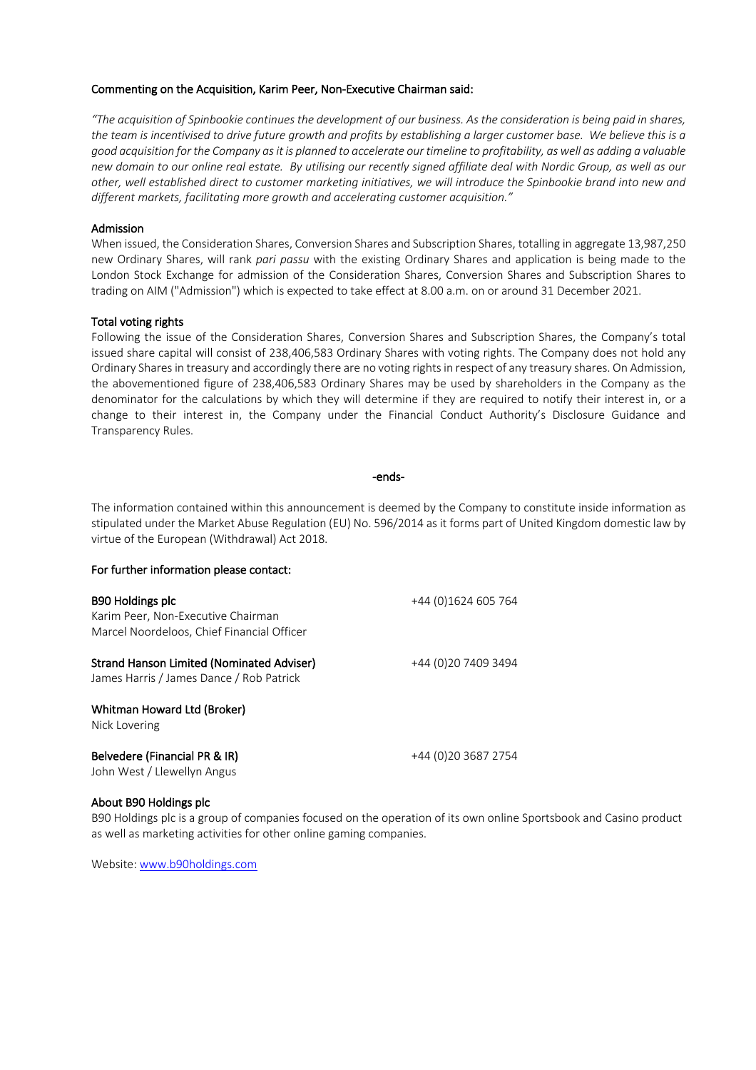**Commenting on the Acquisition, Karim Peer, Non-Executive Chairman said:**

*"The acquisition of Spinbookie continues the development of our business. As the consideration is being paid in shares, the team is incentivised to drive future growth and profits by establishing a larger customer base. We believe this is a good acquisition for the Company as it is planned to accelerate our timeline to profitability, as well as adding a valuable new domain to our online real estate. By utilising our recently signed affiliate deal with Nordic Group, as well as our other, well established direct to customer marketing initiatives, we will introduce the Spinbookie brand into new and different markets, facilitating more growth and accelerating customer acquisition."*

**Admission**

When issued, the Consideration Shares, Conversion Shares and Subscription Shares, totalling in aggregate 13,987,250 new Ordinary Shares, will rank *pari passu* with the existing Ordinary Shares and application is being made to the London Stock Exchange for admission of the Consideration Shares, Conversion Shares and Subscription Shares to trading on AIM ("Admission") which is expected to take effect at 8.00 a.m. on or around 31 December 2021.

**Total voting rights**

Following the issue of the Consideration Shares, Conversion Shares and Subscription Shares, the Company's total issued share capital will consist of 238,406,583 Ordinary Shares with voting rights. The Company does not hold any Ordinary Shares in treasury and accordingly there are no voting rights in respect of any treasury shares. On Admission, the abovementioned figure of 238,406,583 Ordinary Shares may be used by shareholders in the Company as the denominator for the calculations by which they will determine if they are required to notify their interest in, or a change to their interest in, the Company under the Financial Conduct Authority's Disclosure Guidance and Transparency Rules.

-ends-

The information contained within this announcement is deemed by the Company to constitute inside information as stipulated under the Market Abuse Regulation (EU) No. 596/2014 as it forms part of United Kingdom domestic law by virtue of the European (Withdrawal) Act 2018.

**For further information please contact:**

| | |
|---|---|
| **B90 Holdings plc**<br>Karim Peer, Non-Executive Chairman<br>Marcel Noordeloos, Chief Financial Officer | +44 (0)1624 605 764 |
| **Strand Hanson Limited (Nominated Adviser)**<br>James Harris / James Dance / Rob Patrick | +44 (0)20 7409 3494 |
| **Whitman Howard Ltd (Broker)**<br>Nick Lovering | |
| **Belvedere (Financial PR & IR)**<br>John West / Llewellyn Angus | +44 (0)20 3687 2754 |

**About B90 Holdings plc**

B90 Holdings plc is a group of companies focused on the operation of its own online Sportsbook and Casino product as well as marketing activities for other online gaming companies.

Website: www.b90holdings.com